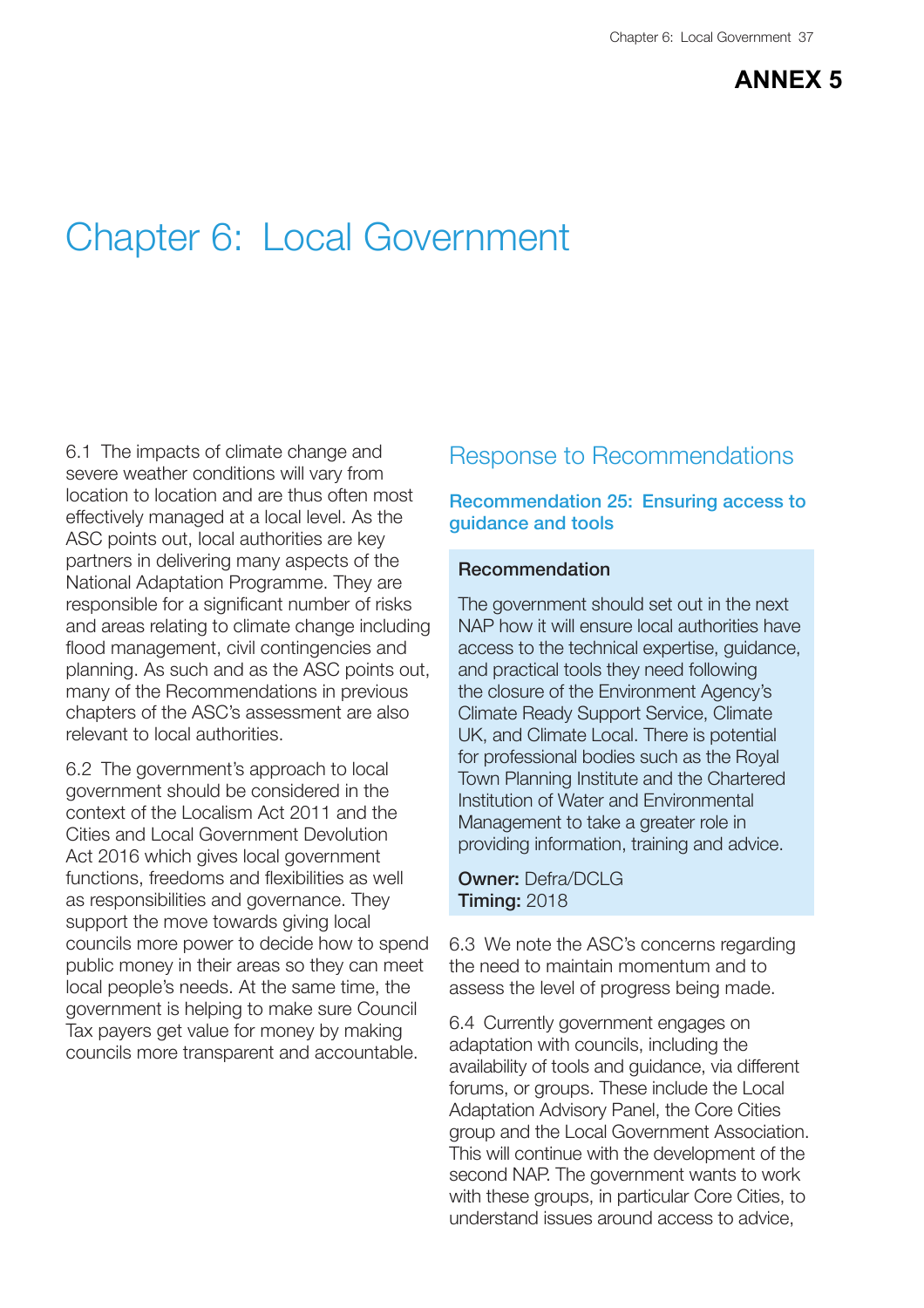**ANNEX 5**

# Chapter 6: Local Government

6.1 The impacts of climate change and severe weather conditions will vary from location to location and are thus often most effectively managed at a local level. As the ASC points out, local authorities are key partners in delivering many aspects of the National Adaptation Programme. They are responsible for a significant number of risks and areas relating to climate change including flood management, civil contingencies and planning. As such and as the ASC points out, many of the Recommendations in previous chapters of the ASC's assessment are also relevant to local authorities.

6.2 The government's approach to local government should be considered in the context of the Localism Act 2011 and the Cities and Local Government Devolution Act 2016 which gives local government functions, freedoms and flexibilities as well as responsibilities and governance. They support the move towards giving local councils more power to decide how to spend public money in their areas so they can meet local people's needs. At the same time, the government is helping to make sure Council Tax payers get value for money by making councils more transparent and accountable.

## Response to Recommendations

### Recommendation 25: Ensuring access to guidance and tools

**Recommendation**

The government should set out in the next NAP how it will ensure local authorities have access to the technical expertise, guidance, and practical tools they need following the closure of the Environment Agency's Climate Ready Support Service, Climate UK, and Climate Local. There is potential for professional bodies such as the Royal Town Planning Institute and the Chartered Institution of Water and Environmental Management to take a greater role in providing information, training and advice.

**Owner:** Defra/DCLG
**Timing:** 2018

6.3 We note the ASC's concerns regarding the need to maintain momentum and to assess the level of progress being made.

6.4 Currently government engages on adaptation with councils, including the availability of tools and guidance, via different forums, or groups. These include the Local Adaptation Advisory Panel, the Core Cities group and the Local Government Association. This will continue with the development of the second NAP. The government wants to work with these groups, in particular Core Cities, to understand issues around access to advice,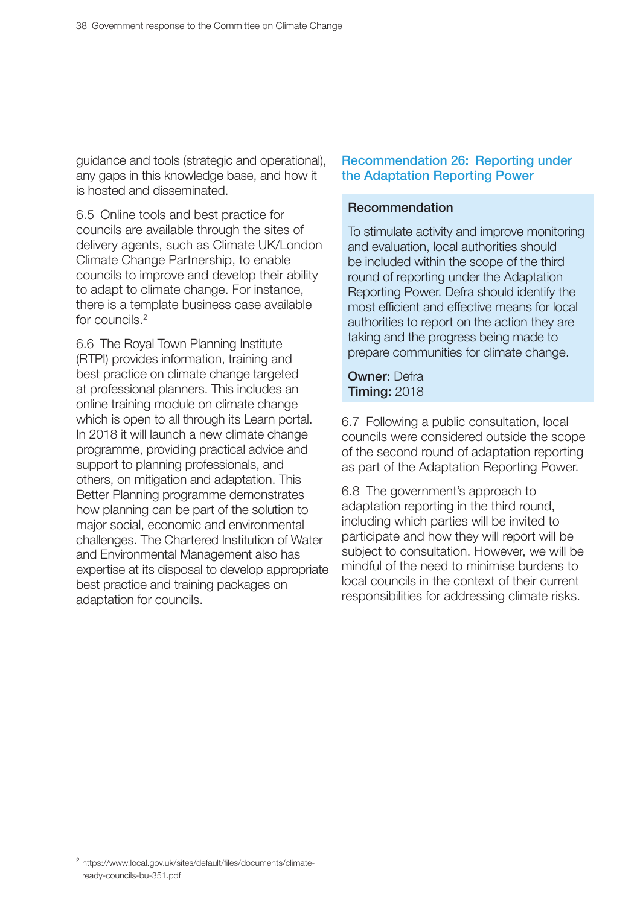guidance and tools (strategic and operational), any gaps in this knowledge base, and how it is hosted and disseminated.

6.5 Online tools and best practice for councils are available through the sites of delivery agents, such as Climate UK/London Climate Change Partnership, to enable councils to improve and develop their ability to adapt to climate change. For instance, there is a template business case available for councils.[2]

6.6 The Royal Town Planning Institute (RTPI) provides information, training and best practice on climate change targeted at professional planners. This includes an online training module on climate change which is open to all through its Learn portal. In 2018 it will launch a new climate change programme, providing practical advice and support to planning professionals, and others, on mitigation and adaptation. This Better Planning programme demonstrates how planning can be part of the solution to major social, economic and environmental challenges. The Chartered Institution of Water and Environmental Management also has expertise at its disposal to develop appropriate best practice and training packages on adaptation for councils.

## Recommendation 26: Reporting under the Adaptation Reporting Power

### Recommendation

To stimulate activity and improve monitoring and evaluation, local authorities should be included within the scope of the third round of reporting under the Adaptation Reporting Power. Defra should identify the most efficient and effective means for local authorities to report on the action they are taking and the progress being made to prepare communities for climate change.

**Owner:** Defra
**Timing:** 2018

6.7 Following a public consultation, local councils were considered outside the scope of the second round of adaptation reporting as part of the Adaptation Reporting Power.

6.8 The government's approach to adaptation reporting in the third round, including which parties will be invited to participate and how they will report will be subject to consultation. However, we will be mindful of the need to minimise burdens to local councils in the context of their current responsibilities for addressing climate risks.

[2] https://www.local.gov.uk/sites/default/files/documents/climate-ready-councils-bu-351.pdf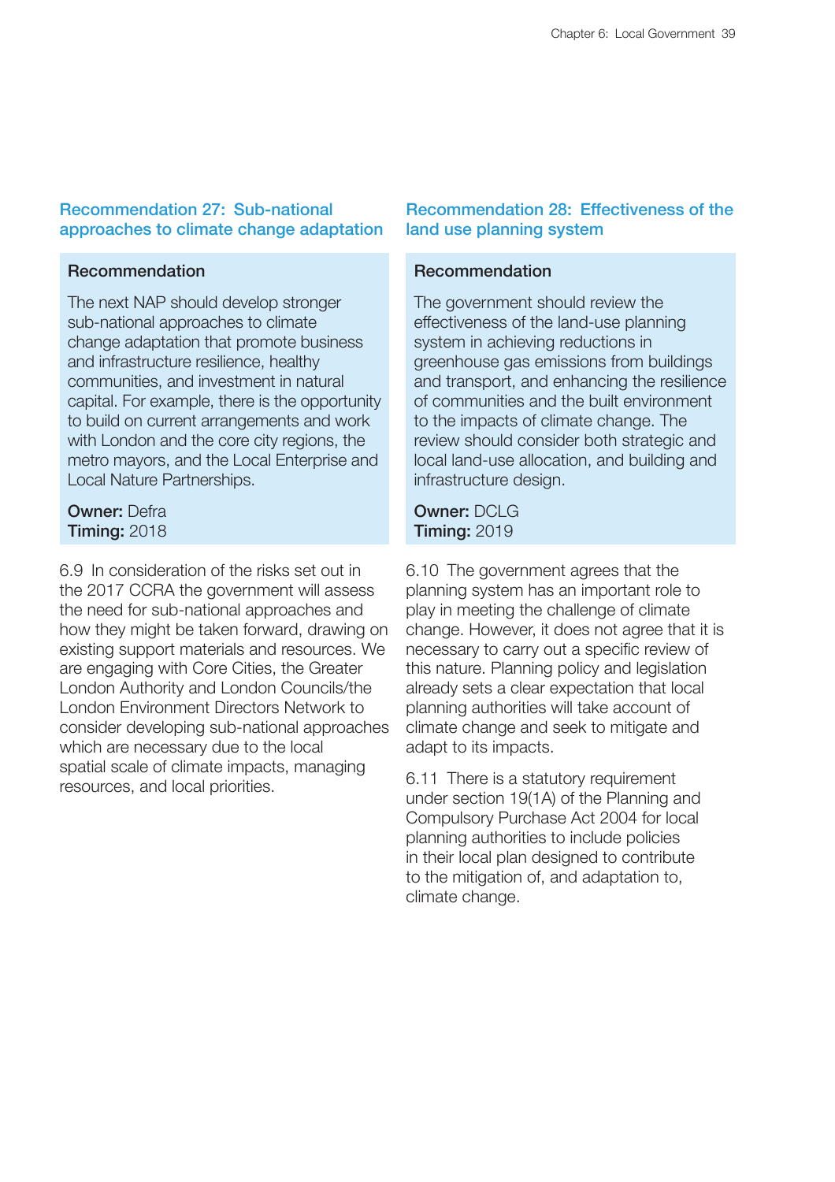### Recommendation 27: Sub-national approaches to climate change adaptation

**Recommendation**

The next NAP should develop stronger sub-national approaches to climate change adaptation that promote business and infrastructure resilience, healthy communities, and investment in natural capital. For example, there is the opportunity to build on current arrangements and work with London and the core city regions, the metro mayors, and the Local Enterprise and Local Nature Partnerships.

**Owner:** Defra
**Timing:** 2018

6.9 In consideration of the risks set out in the 2017 CCRA the government will assess the need for sub-national approaches and how they might be taken forward, drawing on existing support materials and resources. We are engaging with Core Cities, the Greater London Authority and London Councils/the London Environment Directors Network to consider developing sub-national approaches which are necessary due to the local spatial scale of climate impacts, managing resources, and local priorities.

### Recommendation 28: Effectiveness of the land use planning system

**Recommendation**

The government should review the effectiveness of the land-use planning system in achieving reductions in greenhouse gas emissions from buildings and transport, and enhancing the resilience of communities and the built environment to the impacts of climate change. The review should consider both strategic and local land-use allocation, and building and infrastructure design.

**Owner:** DCLG
**Timing:** 2019

6.10 The government agrees that the planning system has an important role to play in meeting the challenge of climate change. However, it does not agree that it is necessary to carry out a specific review of this nature. Planning policy and legislation already sets a clear expectation that local planning authorities will take account of climate change and seek to mitigate and adapt to its impacts.

6.11 There is a statutory requirement under section 19(1A) of the Planning and Compulsory Purchase Act 2004 for local planning authorities to include policies in their local plan designed to contribute to the mitigation of, and adaptation to, climate change.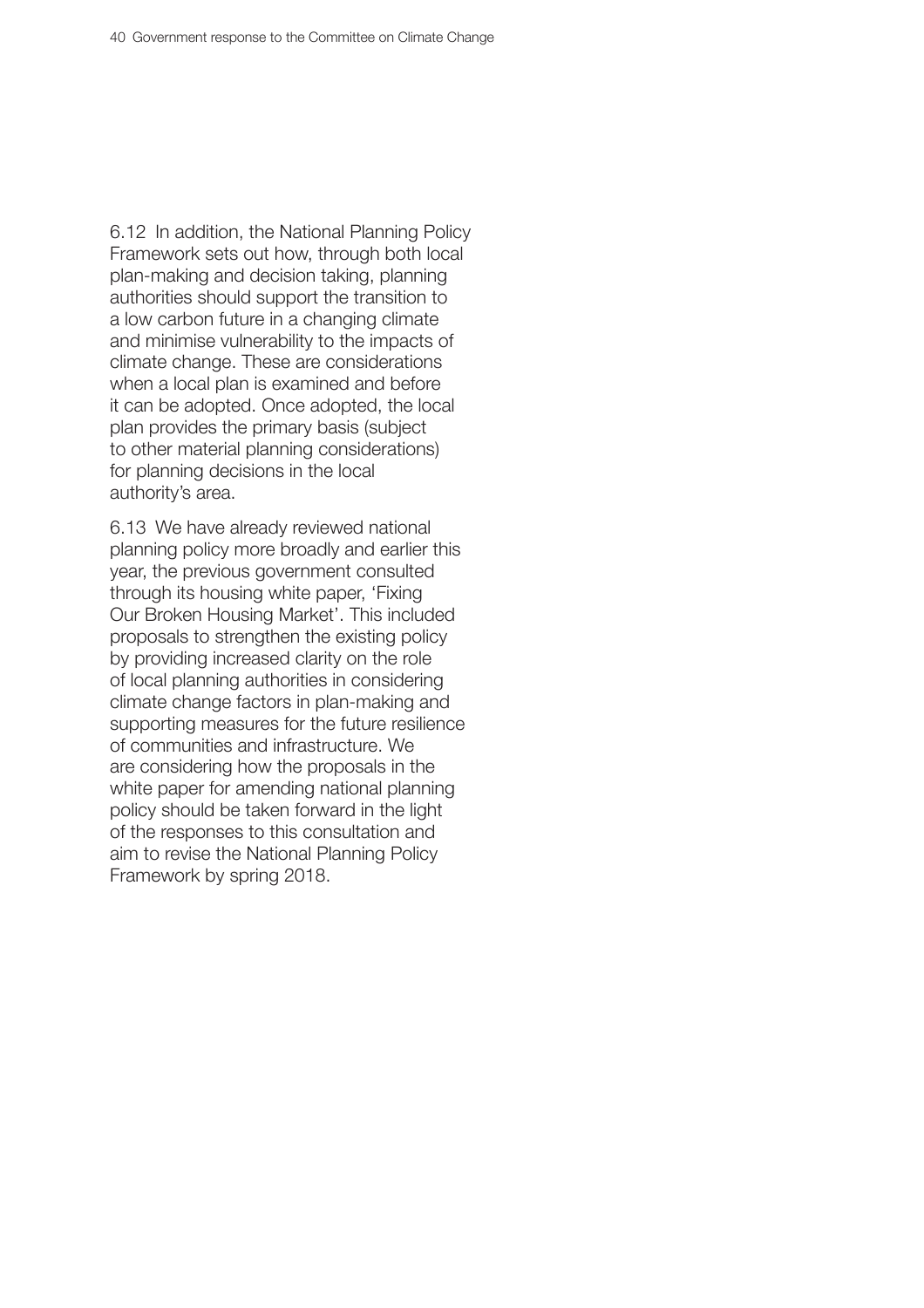6.12 In addition, the National Planning Policy Framework sets out how, through both local plan-making and decision taking, planning authorities should support the transition to a low carbon future in a changing climate and minimise vulnerability to the impacts of climate change. These are considerations when a local plan is examined and before it can be adopted. Once adopted, the local plan provides the primary basis (subject to other material planning considerations) for planning decisions in the local authority's area.

6.13 We have already reviewed national planning policy more broadly and earlier this year, the previous government consulted through its housing white paper, 'Fixing Our Broken Housing Market'. This included proposals to strengthen the existing policy by providing increased clarity on the role of local planning authorities in considering climate change factors in plan-making and supporting measures for the future resilience of communities and infrastructure. We are considering how the proposals in the white paper for amending national planning policy should be taken forward in the light of the responses to this consultation and aim to revise the National Planning Policy Framework by spring 2018.